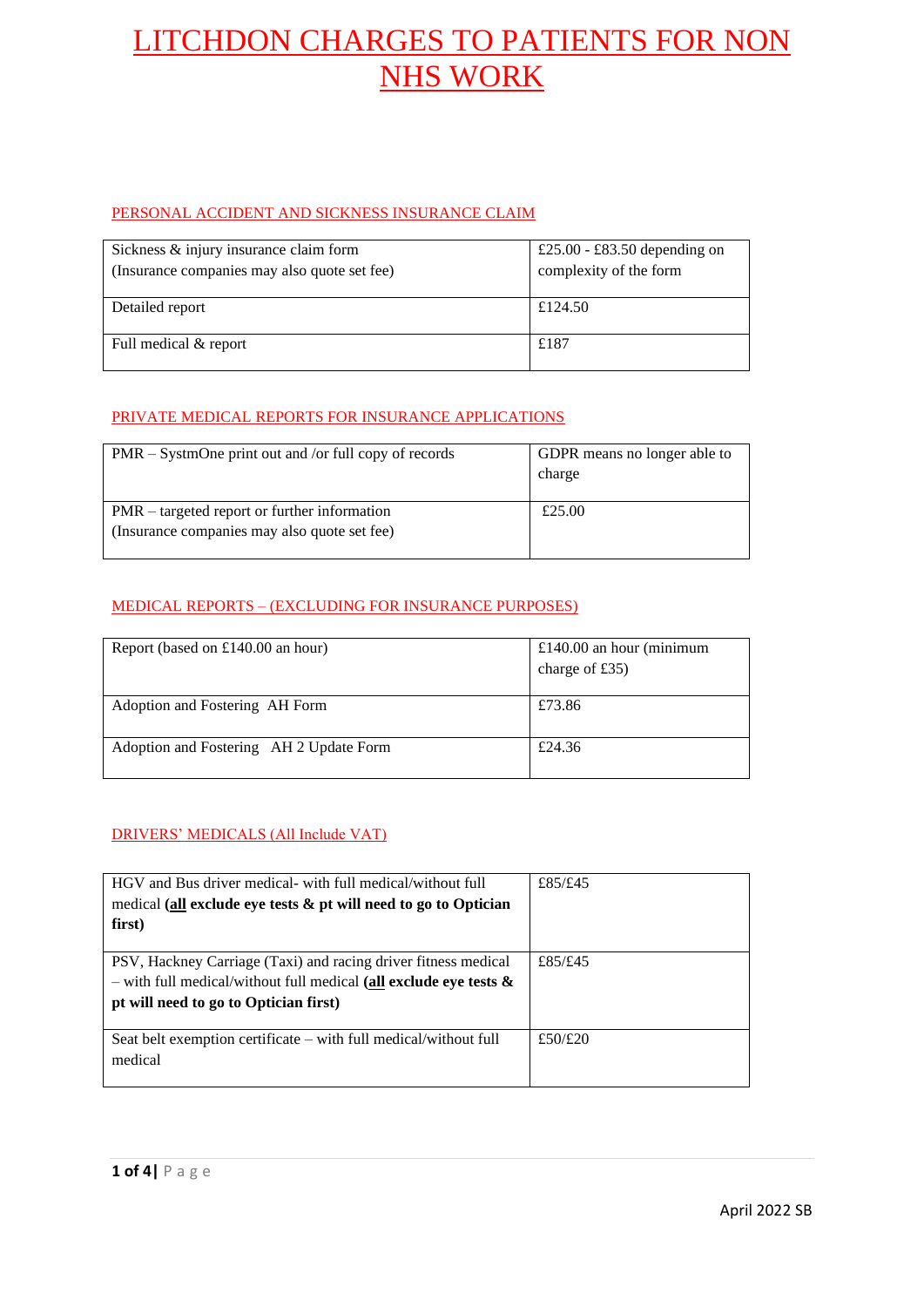# LITCHDON CHARGES TO PATIENTS FOR NON NHS WORK

## PERSONAL ACCIDENT AND SICKNESS INSURANCE CLAIM

| | |
|---|---|
| Sickness & injury insurance claim form (Insurance companies may also quote set fee) | £25.00 - £83.50 depending on complexity of the form |
| Detailed report | £124.50 |
| Full medical & report | £187 |

## PRIVATE MEDICAL REPORTS FOR INSURANCE APPLICATIONS

| | |
|---|---|
| PMR – SystmOne print out and /or full copy of records | GDPR means no longer able to charge |
| PMR – targeted report or further information (Insurance companies may also quote set fee) | £25.00 |

## MEDICAL REPORTS – (EXCLUDING FOR INSURANCE PURPOSES)

| | |
|---|---|
| Report (based on £140.00 an hour) | £140.00 an hour (minimum charge of £35) |
| Adoption and Fostering AH Form | £73.86 |
| Adoption and Fostering AH 2 Update Form | £24.36 |

## DRIVERS' MEDICALS (All Include VAT)

| | |
|---|---|
| HGV and Bus driver medical- with full medical/without full medical **(all exclude eye tests & pt will need to go to Optician first)** | £85/£45 |
| PSV, Hackney Carriage (Taxi) and racing driver fitness medical – with full medical/without full medical **(all exclude eye tests & pt will need to go to Optician first)** | £85/£45 |
| Seat belt exemption certificate – with full medical/without full medical | £50/£20 |

April 2022 SB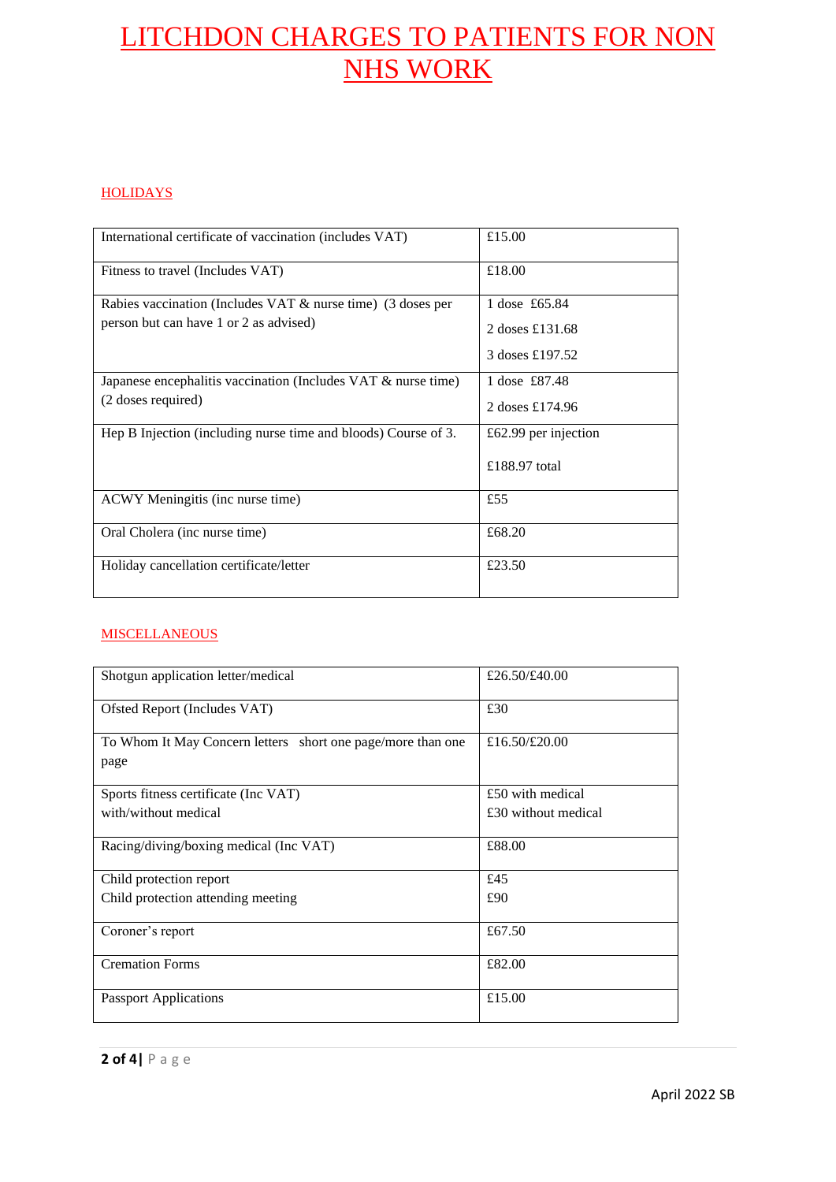# LITCHDON CHARGES TO PATIENTS FOR NON NHS WORK

## HOLIDAYS

| | |
|---|---|
| International certificate of vaccination (includes VAT) | £15.00 |
| Fitness to travel (Includes VAT) | £18.00 |
| Rabies vaccination (Includes VAT & nurse time) (3 doses per person but can have 1 or 2 as advised) | 1 dose £65.84<br>2 doses £131.68<br>3 doses £197.52 |
| Japanese encephalitis vaccination (Includes VAT & nurse time) (2 doses required) | 1 dose £87.48<br>2 doses £174.96 |
| Hep B Injection (including nurse time and bloods) Course of 3. | £62.99 per injection<br>£188.97 total |
| ACWY Meningitis (inc nurse time) | £55 |
| Oral Cholera (inc nurse time) | £68.20 |
| Holiday cancellation certificate/letter | £23.50 |

## MISCELLANEOUS

| | |
|---|---|
| Shotgun application letter/medical | £26.50/£40.00 |
| Ofsted Report (Includes VAT) | £30 |
| To Whom It May Concern letters short one page/more than one page | £16.50/£20.00 |
| Sports fitness certificate (Inc VAT)<br>with/without medical | £50 with medical<br>£30 without medical |
| Racing/diving/boxing medical (Inc VAT) | £88.00 |
| Child protection report<br>Child protection attending meeting | £45<br>£90 |
| Coroner's report | £67.50 |
| Cremation Forms | £82.00 |
| Passport Applications | £15.00 |

April 2022 SB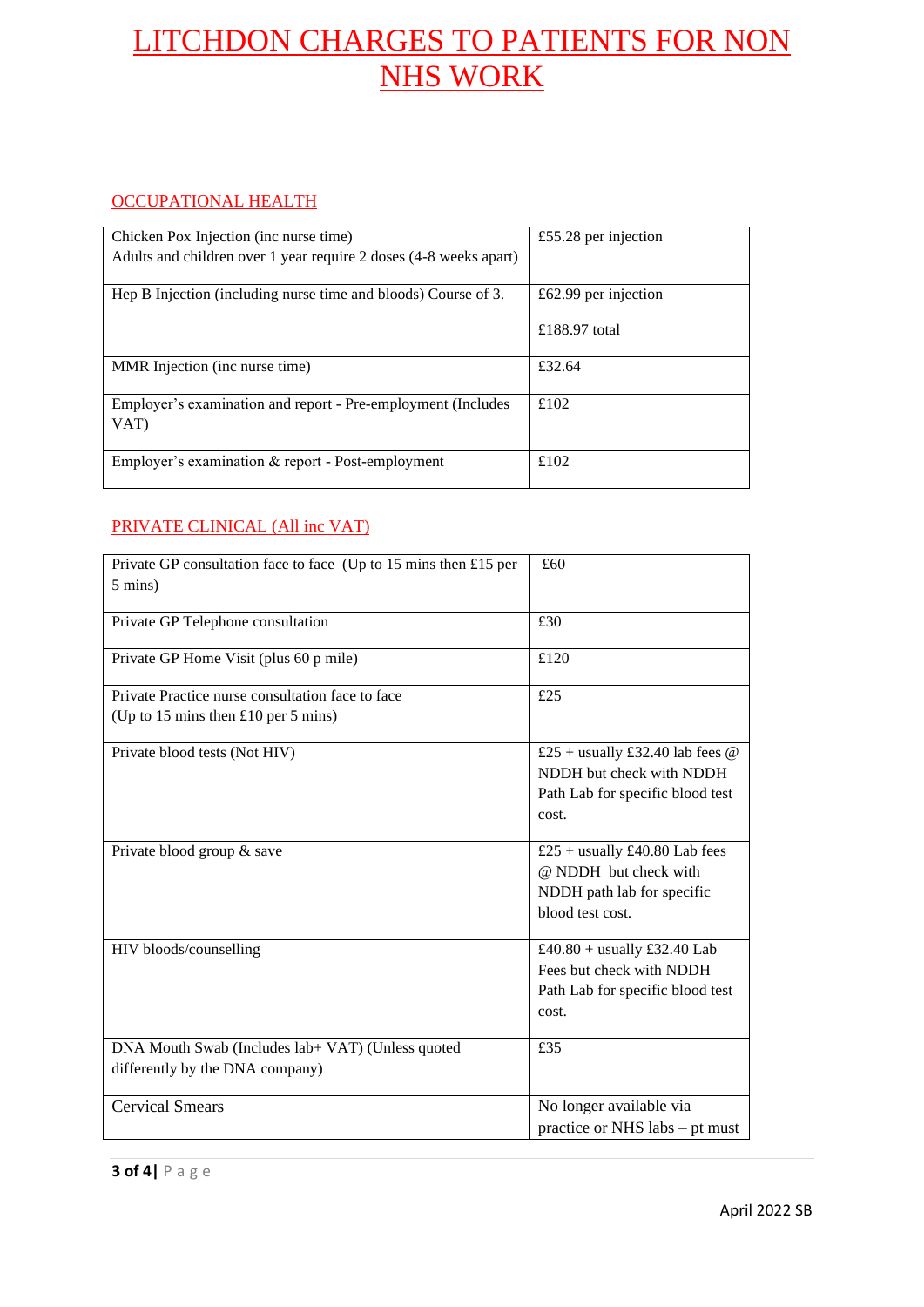# LITCHDON CHARGES TO PATIENTS FOR NON NHS WORK

## OCCUPATIONAL HEALTH

| | |
|---|---|
| Chicken Pox Injection (inc nurse time)<br>Adults and children over 1 year require 2 doses (4-8 weeks apart) | £55.28 per injection |
| Hep B Injection (including nurse time and bloods) Course of 3. | £62.99 per injection<br><br>£188.97 total |
| MMR Injection (inc nurse time) | £32.64 |
| Employer's examination and report - Pre-employment (Includes VAT) | £102 |
| Employer's examination & report - Post-employment | £102 |

## PRIVATE CLINICAL (All inc VAT)

| | |
|---|---|
| Private GP consultation face to face (Up to 15 mins then £15 per 5 mins) | £60 |
| Private GP Telephone consultation | £30 |
| Private GP Home Visit (plus 60 p mile) | £120 |
| Private Practice nurse consultation face to face<br>(Up to 15 mins then £10 per 5 mins) | £25 |
| Private blood tests (Not HIV) | £25 + usually £32.40 lab fees @ NDDH but check with NDDH Path Lab for specific blood test cost. |
| Private blood group & save | £25 + usually £40.80 Lab fees @ NDDH but check with NDDH path lab for specific blood test cost. |
| HIV bloods/counselling | £40.80 + usually £32.40 Lab Fees but check with NDDH Path Lab for specific blood test cost. |
| DNA Mouth Swab (Includes lab+ VAT) (Unless quoted differently by the DNA company) | £35 |
| Cervical Smears | No longer available via practice or NHS labs – pt must |

April 2022 SB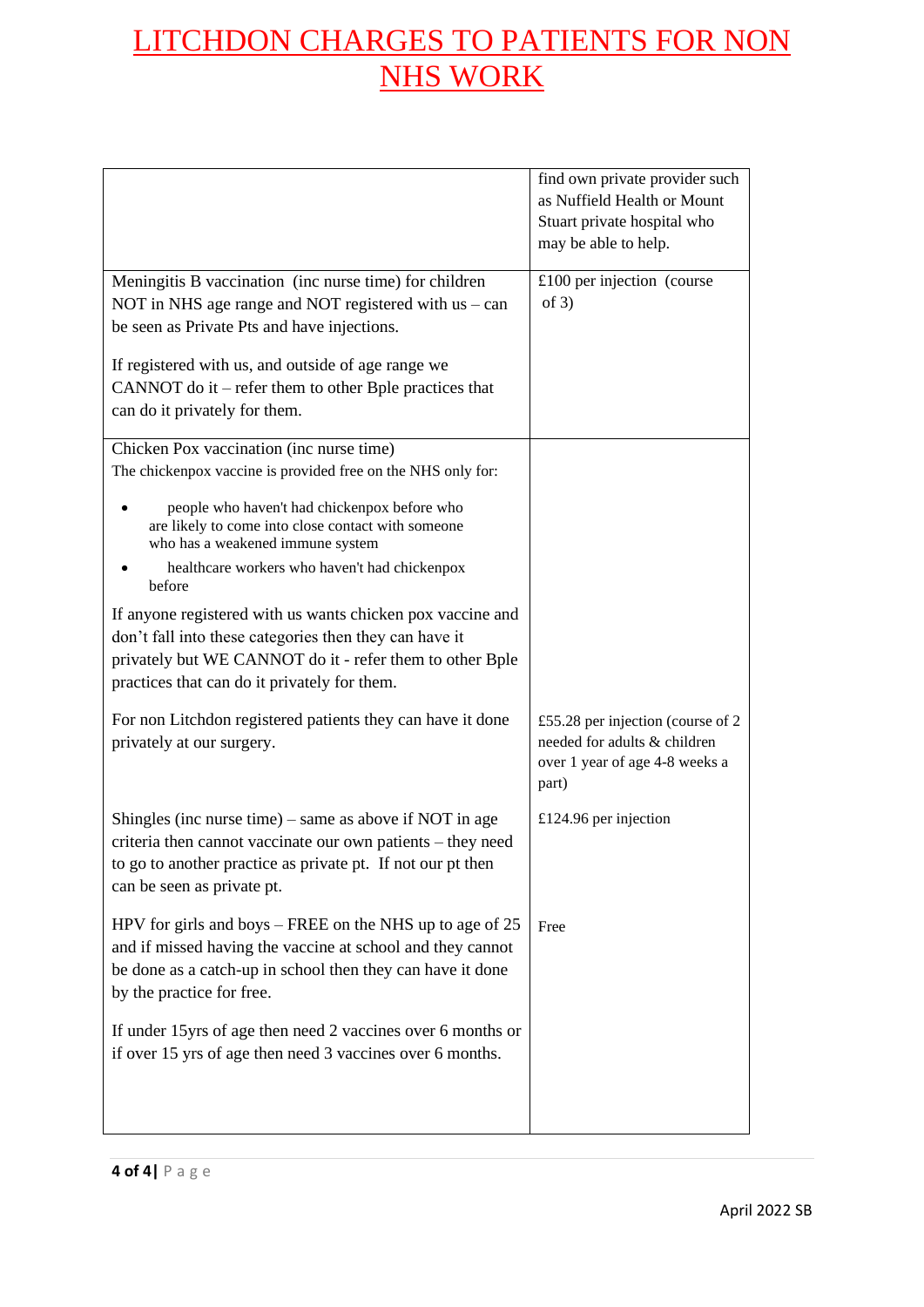# LITCHDON CHARGES TO PATIENTS FOR NON NHS WORK

| | |
|---|---|
| | find own private provider such as Nuffield Health or Mount Stuart private hospital who may be able to help. |
| Meningitis B vaccination (inc nurse time) for children NOT in NHS age range and NOT registered with us – can be seen as Private Pts and have injections.<br><br>If registered with us, and outside of age range we CANNOT do it – refer them to other Bple practices that can do it privately for them. | £100 per injection (course of 3) |
| Chicken Pox vaccination (inc nurse time)<br>The chickenpox vaccine is provided free on the NHS only for:<br>• people who haven't had chickenpox before who are likely to come into close contact with someone who has a weakened immune system<br>• healthcare workers who haven't had chickenpox before<br><br>If anyone registered with us wants chicken pox vaccine and don't fall into these categories then they can have it privately but WE CANNOT do it - refer them to other Bple practices that can do it privately for them.<br><br>For non Litchdon registered patients they can have it done privately at our surgery. | <br><br><br><br><br><br><br><br>£55.28 per injection (course of 2 needed for adults & children over 1 year of age 4-8 weeks a part) |
| Shingles (inc nurse time) – same as above if NOT in age criteria then cannot vaccinate our own patients – they need to go to another practice as private pt. If not our pt then can be seen as private pt. | £124.96 per injection |
| HPV for girls and boys – FREE on the NHS up to age of 25 and if missed having the vaccine at school and they cannot be done as a catch-up in school then they can have it done by the practice for free.<br><br>If under 15yrs of age then need 2 vaccines over 6 months or if over 15 yrs of age then need 3 vaccines over 6 months. | Free |

April 2022 SB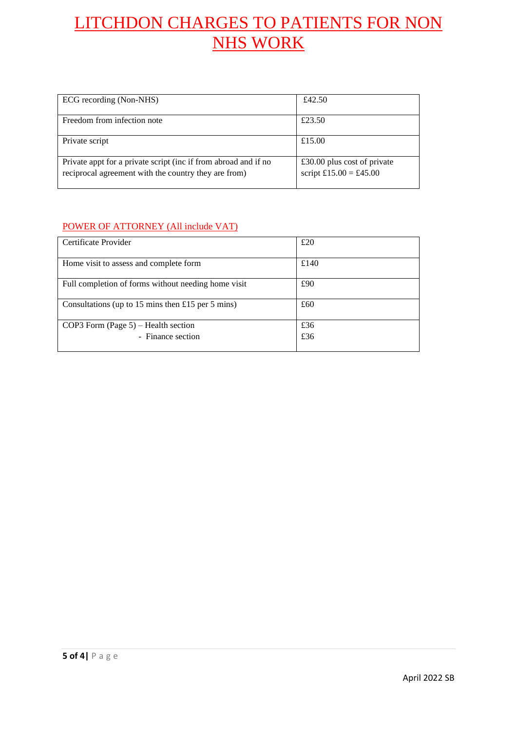# LITCHDON CHARGES TO PATIENTS FOR NON NHS WORK

| | |
|---|---|
| ECG recording (Non-NHS) | £42.50 |
| Freedom from infection note | £23.50 |
| Private script | £15.00 |
| Private appt for a private script (inc if from abroad and if no reciprocal agreement with the country they are from) | £30.00 plus cost of private script £15.00 = £45.00 |

## POWER OF ATTORNEY (All include VAT)

| | |
|---|---|
| Certificate Provider | £20 |
| Home visit to assess and complete form | £140 |
| Full completion of forms without needing home visit | £90 |
| Consultations (up to 15 mins then £15 per 5 mins) | £60 |
| COP3 Form (Page 5) – Health section<br>- Finance section | £36<br>£36 |

April 2022 SB